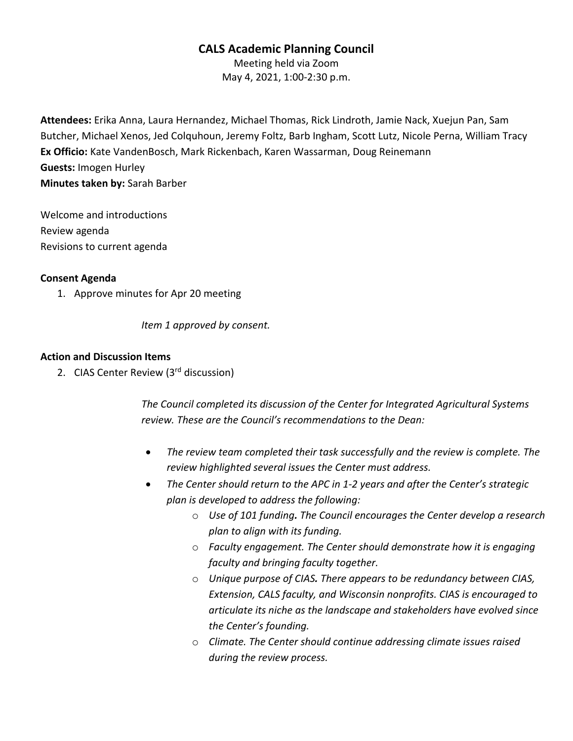# CALS Academic Planning Council

Meeting held via Zoom
May 4, 2021, 1:00-2:30 p.m.

**Attendees:** Erika Anna, Laura Hernandez, Michael Thomas, Rick Lindroth, Jamie Nack, Xuejun Pan, Sam Butcher, Michael Xenos, Jed Colquhoun, Jeremy Foltz, Barb Ingham, Scott Lutz, Nicole Perna, William Tracy
**Ex Officio:** Kate VandenBosch, Mark Rickenbach, Karen Wassarman, Doug Reinemann
**Guests:** Imogen Hurley
**Minutes taken by:** Sarah Barber

Welcome and introductions
Review agenda
Revisions to current agenda

**Consent Agenda**

1. Approve minutes for Apr 20 meeting

*Item 1 approved by consent.*

**Action and Discussion Items**

2. CIAS Center Review (3rd discussion)

*The Council completed its discussion of the Center for Integrated Agricultural Systems review. These are the Council's recommendations to the Dean:*

- *The review team completed their task successfully and the review is complete. The review highlighted several issues the Center must address.*
- *The Center should return to the APC in 1-2 years and after the Center's strategic plan is developed to address the following:*
  - *Use of 101 funding. The Council encourages the Center develop a research plan to align with its funding.*
  - *Faculty engagement. The Center should demonstrate how it is engaging faculty and bringing faculty together.*
  - *Unique purpose of CIAS. There appears to be redundancy between CIAS, Extension, CALS faculty, and Wisconsin nonprofits. CIAS is encouraged to articulate its niche as the landscape and stakeholders have evolved since the Center's founding.*
  - *Climate. The Center should continue addressing climate issues raised during the review process.*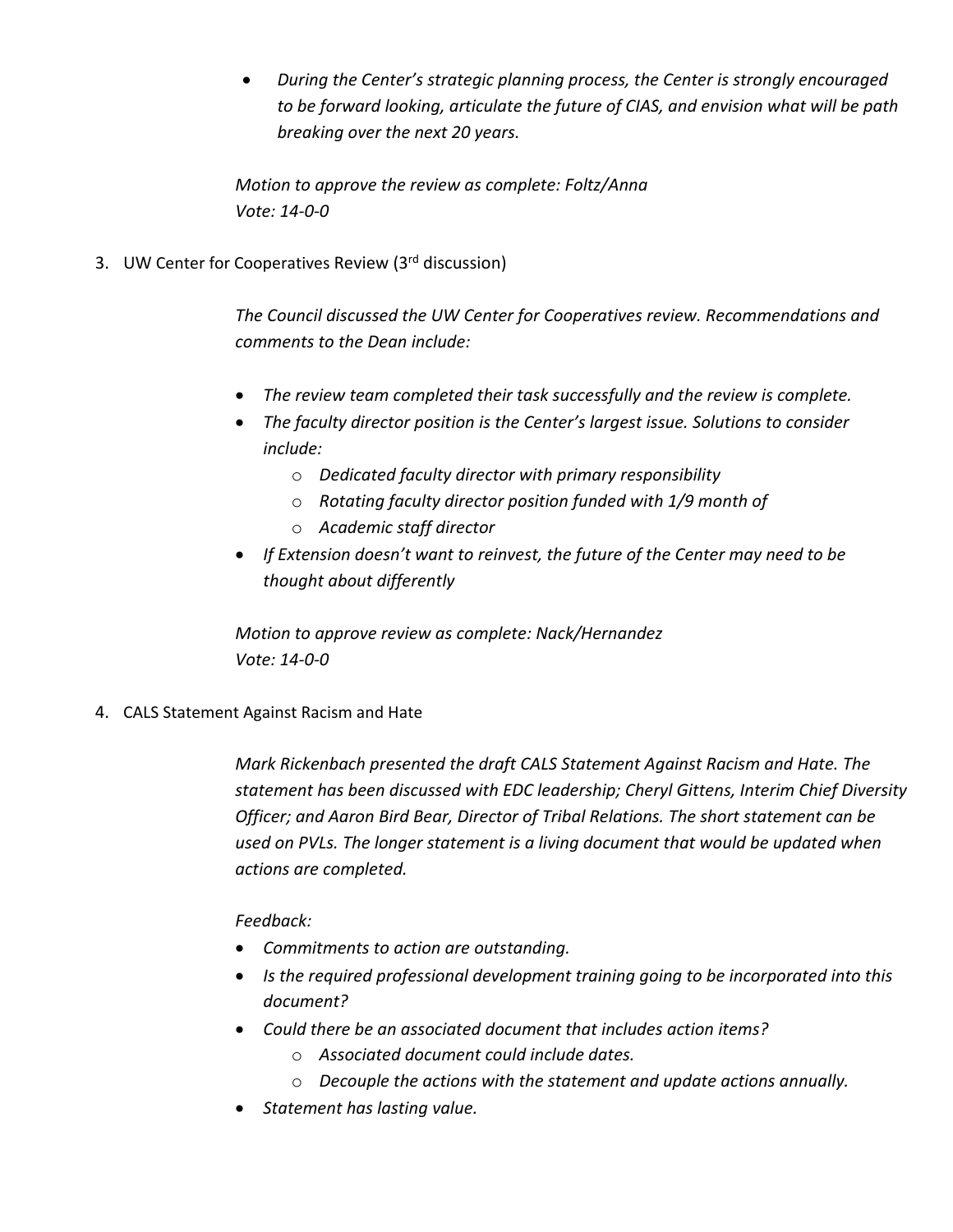- *During the Center's strategic planning process, the Center is strongly encouraged to be forward looking, articulate the future of CIAS, and envision what will be path breaking over the next 20 years.*

*Motion to approve the review as complete: Foltz/Anna*
*Vote: 14-0-0*

3. UW Center for Cooperatives Review (3rd discussion)

*The Council discussed the UW Center for Cooperatives review. Recommendations and comments to the Dean include:*

- *The review team completed their task successfully and the review is complete.*
- *The faculty director position is the Center's largest issue. Solutions to consider include:*
    - *Dedicated faculty director with primary responsibility*
    - *Rotating faculty director position funded with 1/9 month of*
    - *Academic staff director*
- *If Extension doesn't want to reinvest, the future of the Center may need to be thought about differently*

*Motion to approve review as complete: Nack/Hernandez*
*Vote: 14-0-0*

4. CALS Statement Against Racism and Hate

*Mark Rickenbach presented the draft CALS Statement Against Racism and Hate. The statement has been discussed with EDC leadership; Cheryl Gittens, Interim Chief Diversity Officer; and Aaron Bird Bear, Director of Tribal Relations. The short statement can be used on PVLs. The longer statement is a living document that would be updated when actions are completed.*

*Feedback:*

- *Commitments to action are outstanding.*
- *Is the required professional development training going to be incorporated into this document?*
- *Could there be an associated document that includes action items?*
    - *Associated document could include dates.*
    - *Decouple the actions with the statement and update actions annually.*
- *Statement has lasting value.*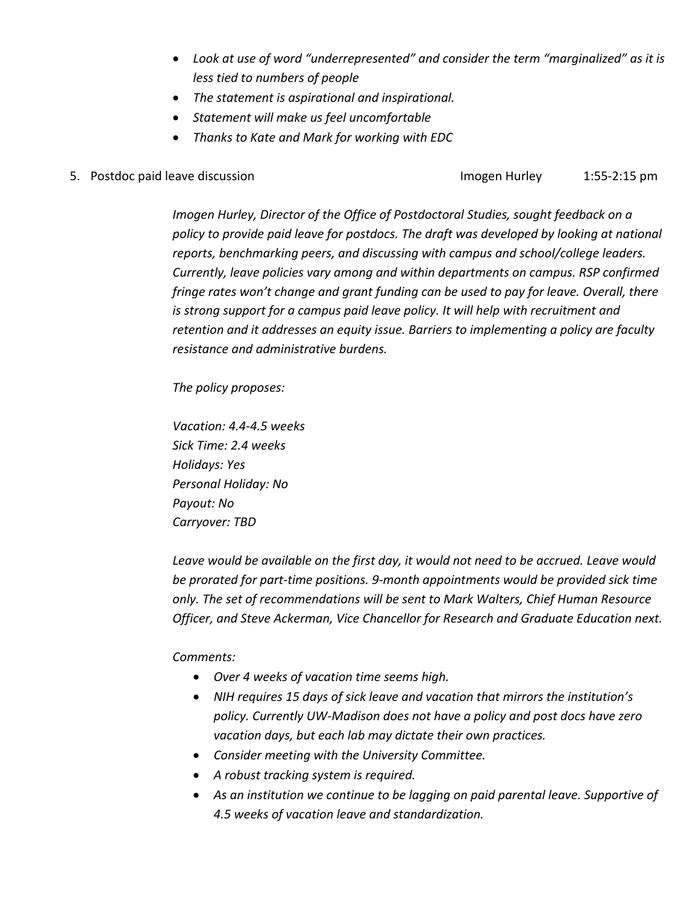- *Look at use of word "underrepresented" and consider the term "marginalized" as it is less tied to numbers of people*
- *The statement is aspirational and inspirational.*
- *Statement will make us feel uncomfortable*
- *Thanks to Kate and Mark for working with EDC*

5. Postdoc paid leave discussion — Imogen Hurley — 1:55-2:15 pm

*Imogen Hurley, Director of the Office of Postdoctoral Studies, sought feedback on a policy to provide paid leave for postdocs. The draft was developed by looking at national reports, benchmarking peers, and discussing with campus and school/college leaders. Currently, leave policies vary among and within departments on campus. RSP confirmed fringe rates won't change and grant funding can be used to pay for leave. Overall, there is strong support for a campus paid leave policy. It will help with recruitment and retention and it addresses an equity issue. Barriers to implementing a policy are faculty resistance and administrative burdens.*

*The policy proposes:*

*Vacation: 4.4-4.5 weeks*
*Sick Time: 2.4 weeks*
*Holidays: Yes*
*Personal Holiday: No*
*Payout: No*
*Carryover: TBD*

*Leave would be available on the first day, it would not need to be accrued. Leave would be prorated for part-time positions. 9-month appointments would be provided sick time only. The set of recommendations will be sent to Mark Walters, Chief Human Resource Officer, and Steve Ackerman, Vice Chancellor for Research and Graduate Education next.*

*Comments:*

- *Over 4 weeks of vacation time seems high.*
- *NIH requires 15 days of sick leave and vacation that mirrors the institution's policy. Currently UW-Madison does not have a policy and post docs have zero vacation days, but each lab may dictate their own practices.*
- *Consider meeting with the University Committee.*
- *A robust tracking system is required.*
- *As an institution we continue to be lagging on paid parental leave. Supportive of 4.5 weeks of vacation leave and standardization.*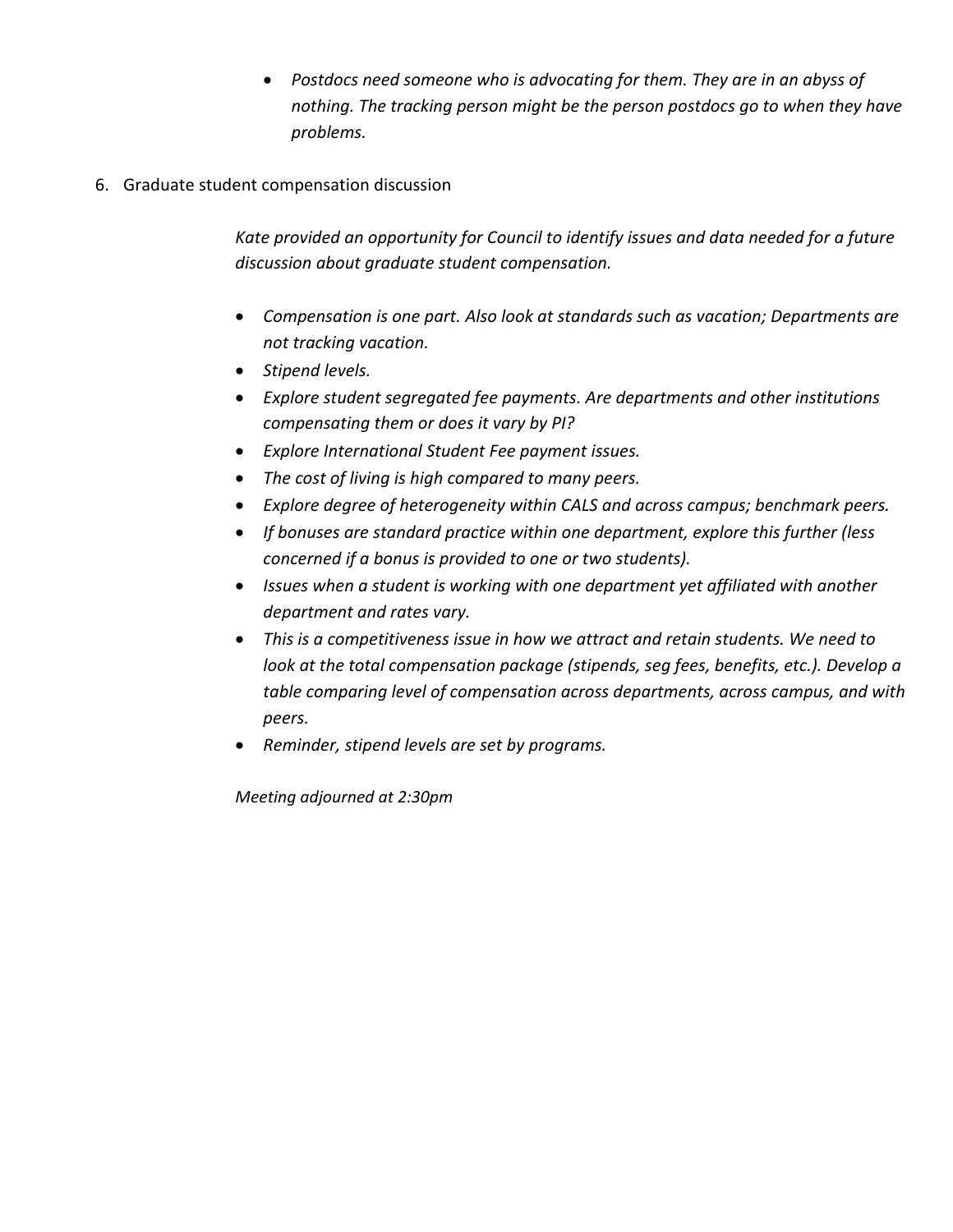- *Postdocs need someone who is advocating for them. They are in an abyss of nothing. The tracking person might be the person postdocs go to when they have problems.*

6. Graduate student compensation discussion

*Kate provided an opportunity for Council to identify issues and data needed for a future discussion about graduate student compensation.*

- *Compensation is one part. Also look at standards such as vacation; Departments are not tracking vacation.*
- *Stipend levels.*
- *Explore student segregated fee payments. Are departments and other institutions compensating them or does it vary by PI?*
- *Explore International Student Fee payment issues.*
- *The cost of living is high compared to many peers.*
- *Explore degree of heterogeneity within CALS and across campus; benchmark peers.*
- *If bonuses are standard practice within one department, explore this further (less concerned if a bonus is provided to one or two students).*
- *Issues when a student is working with one department yet affiliated with another department and rates vary.*
- *This is a competitiveness issue in how we attract and retain students. We need to look at the total compensation package (stipends, seg fees, benefits, etc.). Develop a table comparing level of compensation across departments, across campus, and with peers.*
- *Reminder, stipend levels are set by programs.*

*Meeting adjourned at 2:30pm*